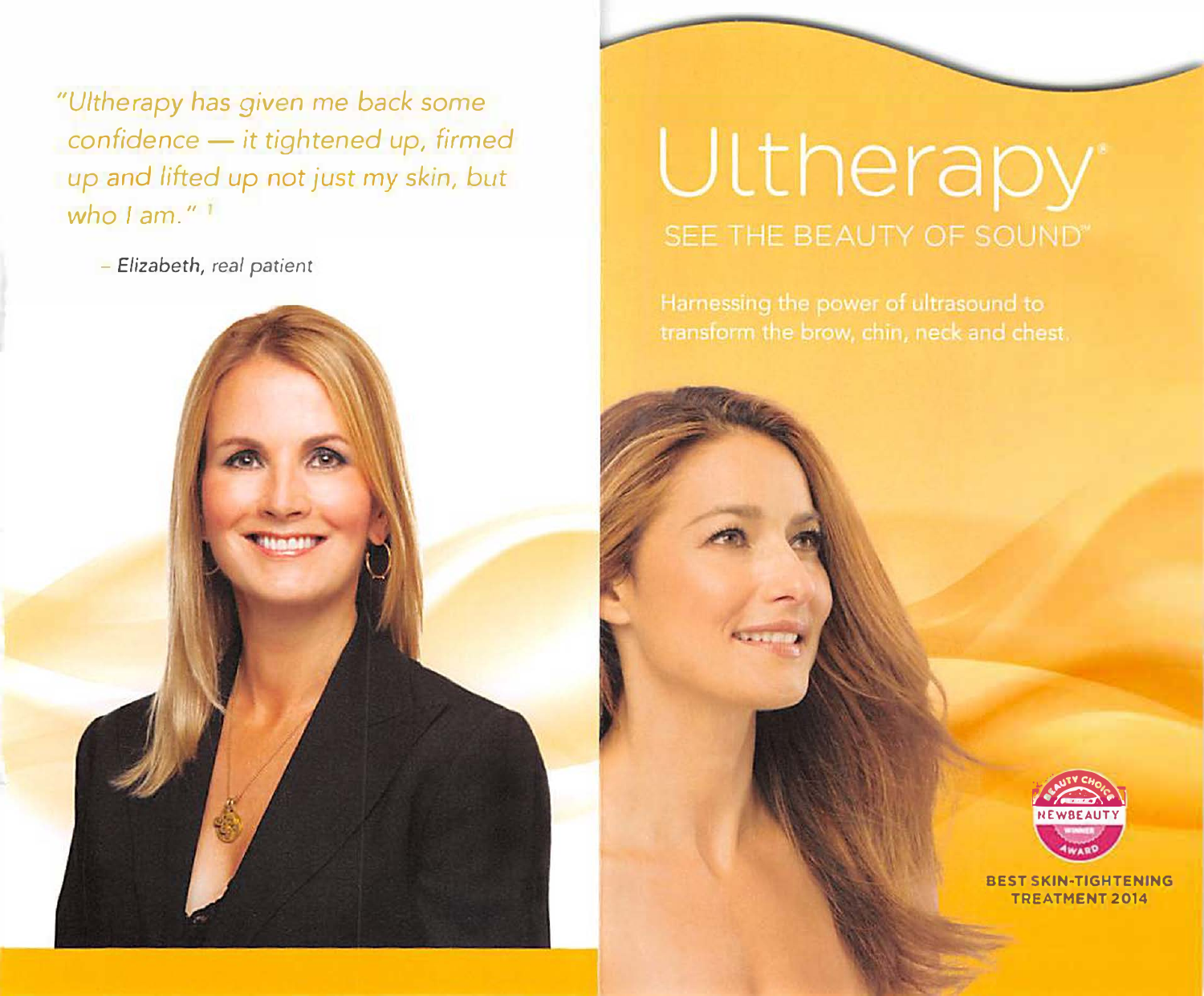*"Ultherapy has given me back some confidence — it tightened up, firmed up and lifted up not just my skin, but who I am."* [1]

– *Elizabeth, real patient*

# Ultherapy®

## SEE THE BEAUTY OF SOUND™

Harnessing the power of ultrasound to transform the brow, chin, neck and chest.

NEWBEAUTY BEAUTY CHOICE AWARD WINNER

**BEST SKIN-TIGHTENING TREATMENT 2014**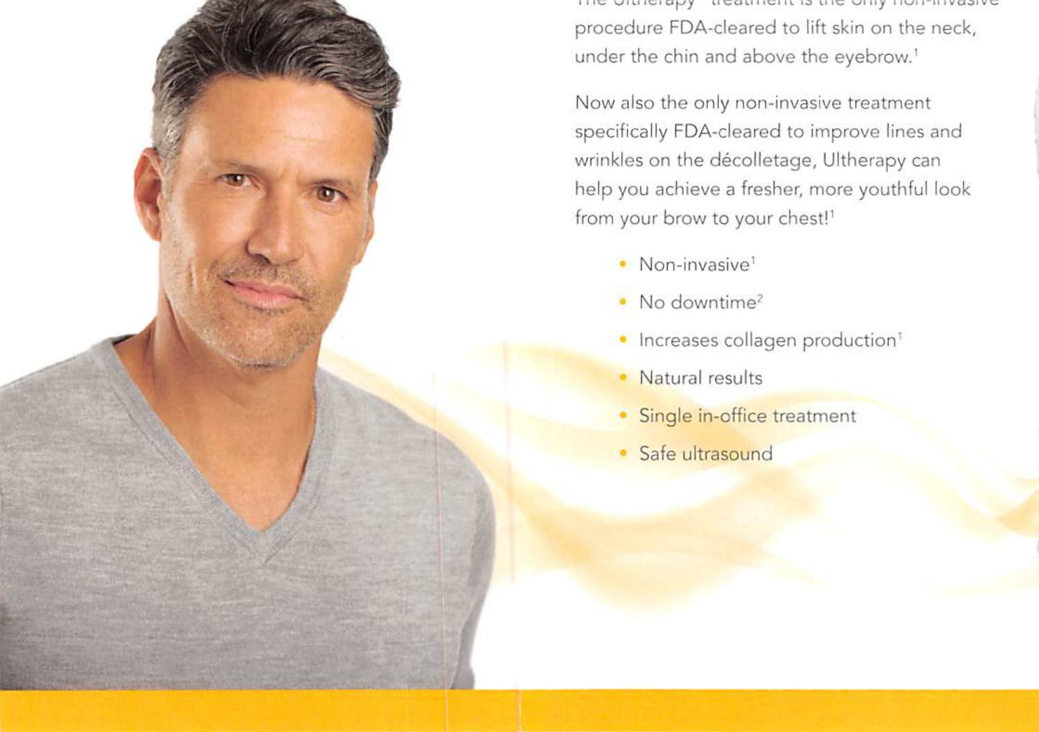The Ultherapy® treatment is the only non-invasive procedure FDA-cleared to lift skin on the neck, under the chin and above the eyebrow.[1]

Now also the only non-invasive treatment specifically FDA-cleared to improve lines and wrinkles on the décolletage, Ultherapy can help you achieve a fresher, more youthful look from your brow to your chest![1]

- Non-invasive[1]
- No downtime[2]
- Increases collagen production[1]
- Natural results
- Single in-office treatment
- Safe ultrasound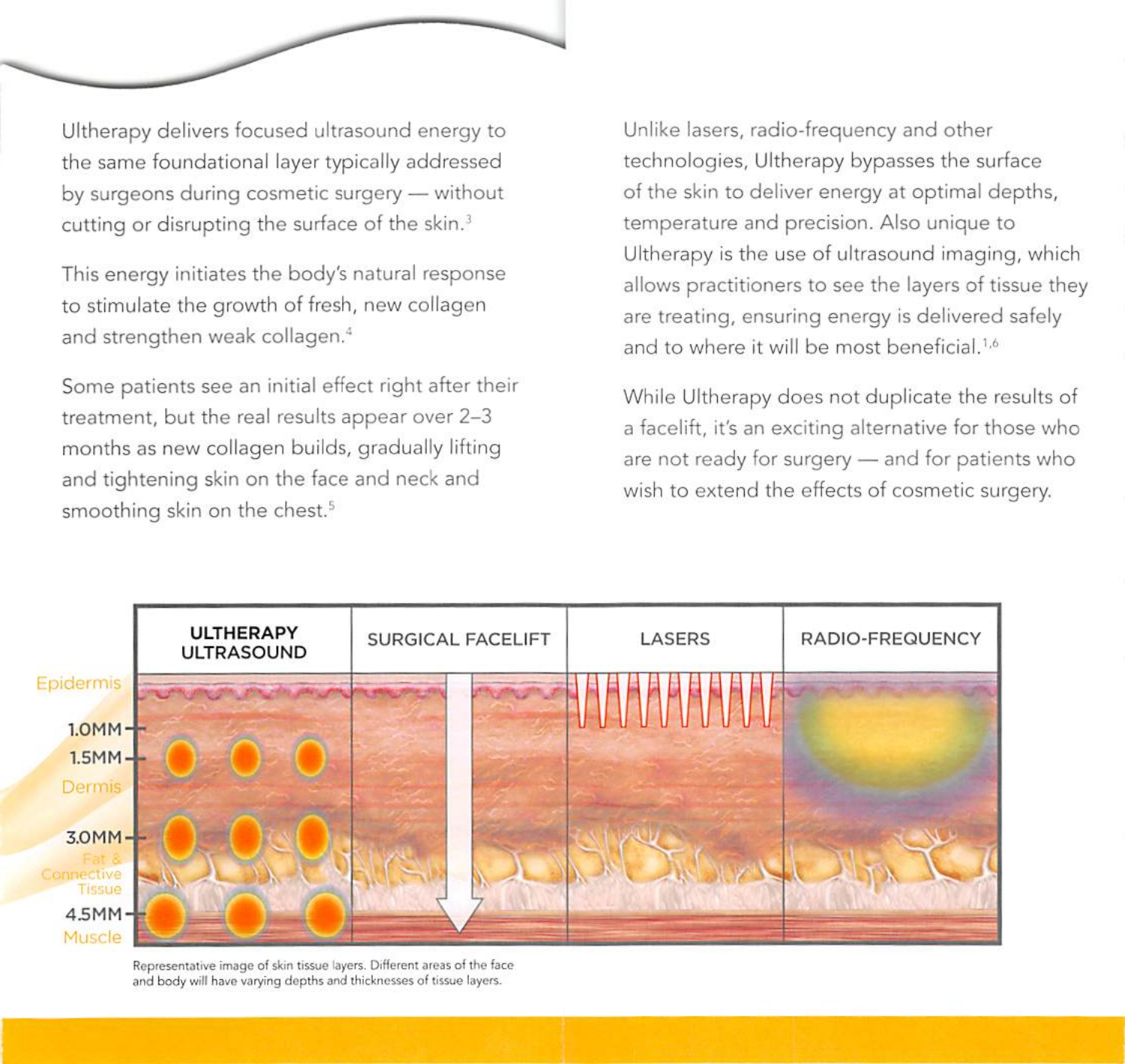Ultherapy delivers focused ultrasound energy to the same foundational layer typically addressed by surgeons during cosmetic surgery — without cutting or disrupting the surface of the skin.[3]

This energy initiates the body's natural response to stimulate the growth of fresh, new collagen and strengthen weak collagen.[4]

Some patients see an initial effect right after their treatment, but the real results appear over 2–3 months as new collagen builds, gradually lifting and tightening skin on the face and neck and smoothing skin on the chest.[5]

Unlike lasers, radio-frequency and other technologies, Ultherapy bypasses the surface of the skin to deliver energy at optimal depths, temperature and precision. Also unique to Ultherapy is the use of ultrasound imaging, which allows practitioners to see the layers of tissue they are treating, ensuring energy is delivered safely and to where it will be most beneficial.[1,6]

While Ultherapy does not duplicate the results of a facelift, it's an exciting alternative for those who are not ready for surgery — and for patients who wish to extend the effects of cosmetic surgery.

| ULTHERAPY ULTRASOUND | SURGICAL FACELIFT | LASERS | RADIO-FREQUENCY |
| --- | --- | --- | --- |

Epidermis
1.0MM
1.5MM
Dermis
3.0MM
Fat & Connective Tissue
4.5MM
Muscle

Representative image of skin tissue layers. Different areas of the face and body will have varying depths and thicknesses of tissue layers.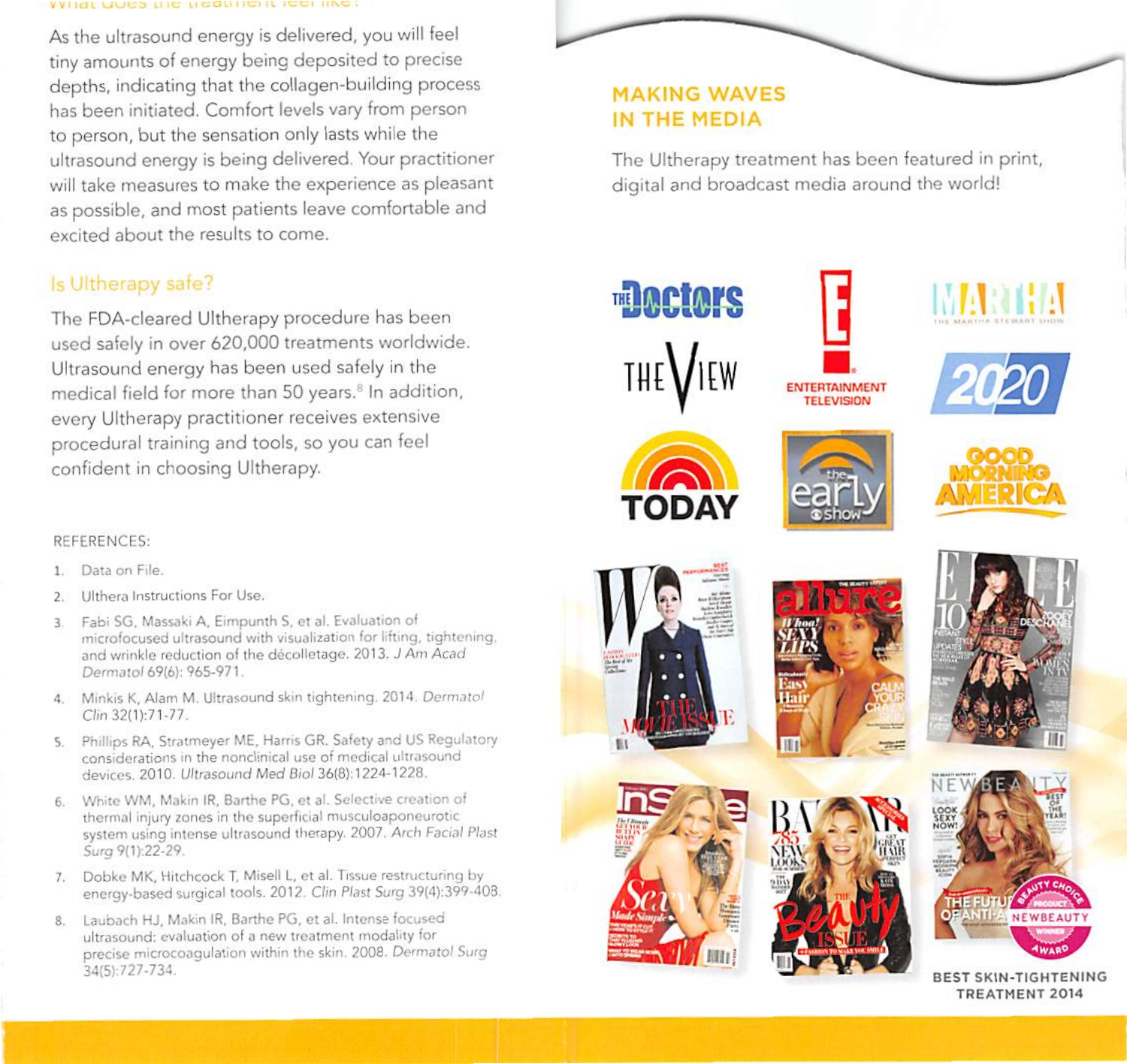As the ultrasound energy is delivered, you will feel tiny amounts of energy being deposited to precise depths, indicating that the collagen-building process has been initiated. Comfort levels vary from person to person, but the sensation only lasts while the ultrasound energy is being delivered. Your practitioner will take measures to make the experience as pleasant as possible, and most patients leave comfortable and excited about the results to come.

## Is Ultherapy safe?

The FDA-cleared Ultherapy procedure has been used safely in over 620,000 treatments worldwide. Ultrasound energy has been used safely in the medical field for more than 50 years.[8] In addition, every Ultherapy practitioner receives extensive procedural training and tools, so you can feel confident in choosing Ultherapy.

REFERENCES:

1. Data on File.
2. Ulthera Instructions For Use.
3. Fabi SG, Massaki A, Eimpunth S, et al. Evaluation of microfocused ultrasound with visualization for lifting, tightening, and wrinkle reduction of the décolletage. 2013. *J Am Acad Dermatol* 69(6): 965-971.
4. Minkis K, Alam M. Ultrasound skin tightening. 2014. *Dermatol Clin* 32(1):71-77.
5. Phillips RA, Stratmeyer ME, Harris GR. Safety and US Regulatory considerations in the nonclinical use of medical ultrasound devices. 2010. *Ultrasound Med Biol* 36(8):1224-1228.
6. White WM, Makin IR, Barthe PG, et al. Selective creation of thermal injury zones in the superficial musculoaponeurotic system using intense ultrasound therapy. 2007. *Arch Facial Plast Surg* 9(1):22-29.
7. Dobke MK, Hitchcock T, Misell L, et al. Tissue restructuring by energy-based surgical tools. 2012. *Clin Plast Surg* 39(4):399-408.
8. Laubach HJ, Makin IR, Barthe PG, et al. Intense focused ultrasound: evaluation of a new treatment modality for precise microcoagulation within the skin. 2008. *Dermatol Surg* 34(5):727-734.

## MAKING WAVES IN THE MEDIA

The Ultherapy treatment has been featured in print, digital and broadcast media around the world!

BEST SKIN-TIGHTENING TREATMENT 2014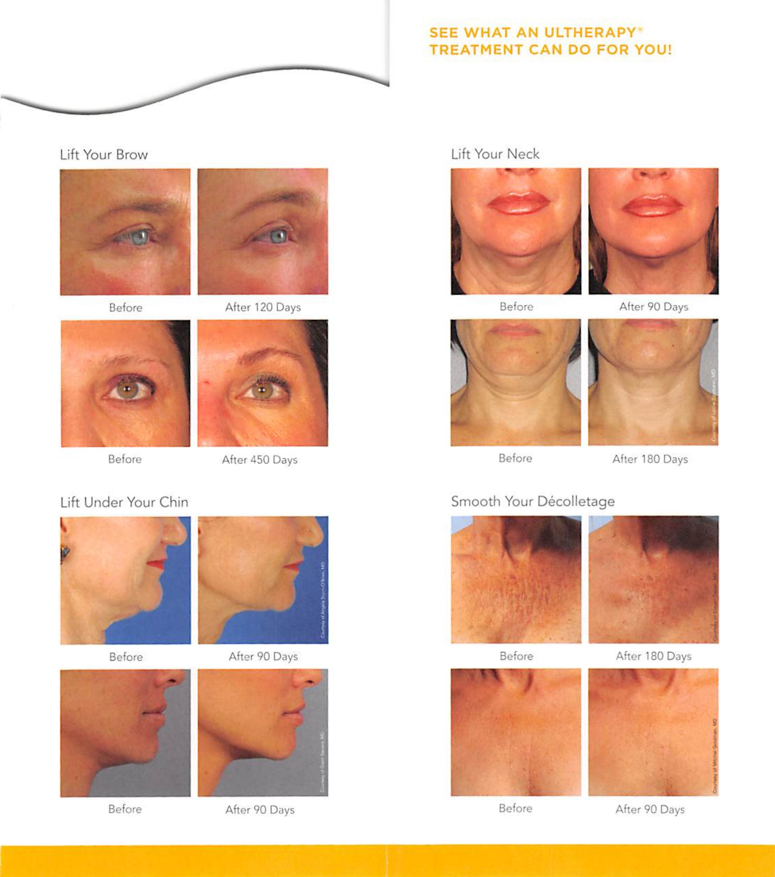## SEE WHAT AN ULTHERAPY® TREATMENT CAN DO FOR YOU!

### Lift Your Brow

Before

After 120 Days

Before

After 450 Days

### Lift Under Your Chin

Before

After 90 Days

Before

After 90 Days

### Lift Your Neck

Before

After 90 Days

Before

After 180 Days

### Smooth Your Décolletage

Before

After 180 Days

Before

After 90 Days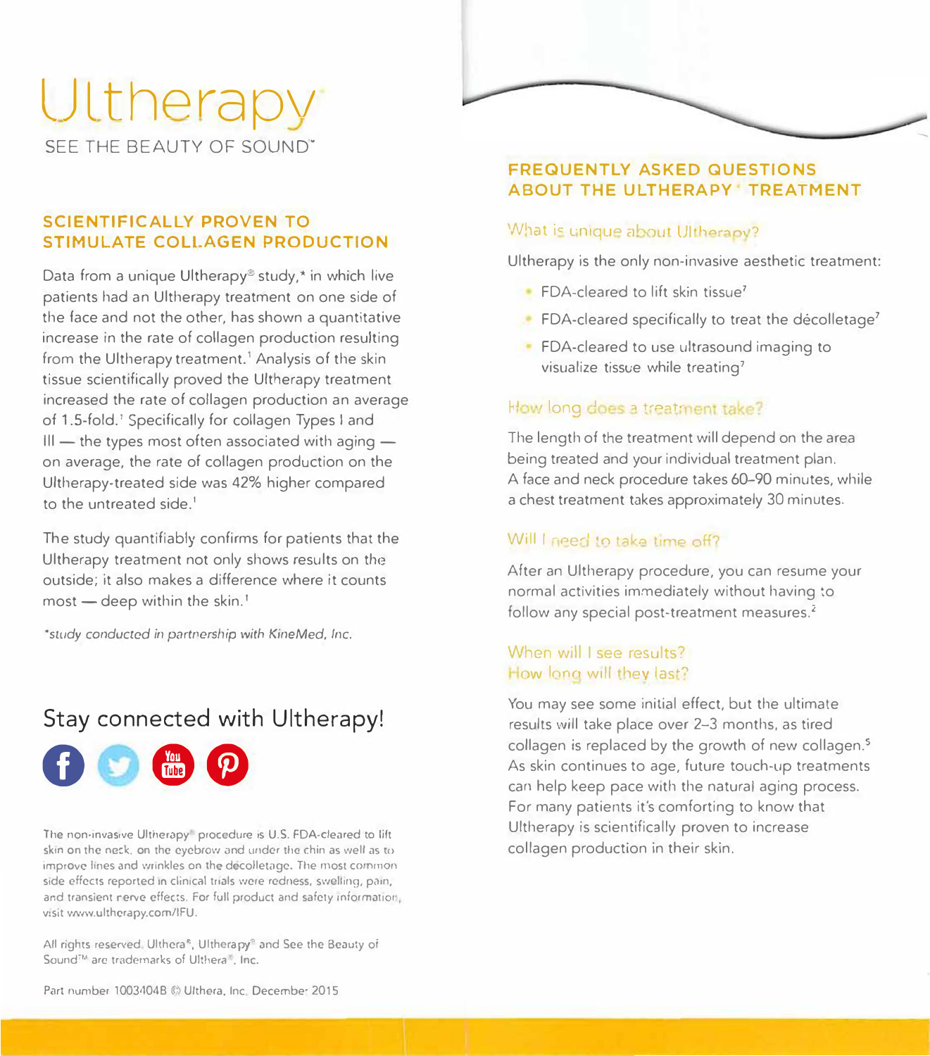# Ultherapy®

SEE THE BEAUTY OF SOUND™

## SCIENTIFICALLY PROVEN TO STIMULATE COLLAGEN PRODUCTION

Data from a unique Ultherapy® study,* in which live patients had an Ultherapy treatment on one side of the face and not the other, has shown a quantitative increase in the rate of collagen production resulting from the Ultherapy treatment.[1] Analysis of the skin tissue scientifically proved the Ultherapy treatment increased the rate of collagen production an average of 1.5-fold.[1] Specifically for collagen Types I and III — the types most often associated with aging — on average, the rate of collagen production on the Ultherapy-treated side was 42% higher compared to the untreated side.[1]

The study quantifiably confirms for patients that the Ultherapy treatment not only shows results on the outside; it also makes a difference where it counts most — deep within the skin.[1]

*study conducted in partnership with KineMed, Inc.*

## Stay connected with Ultherapy!

The non-invasive Ultherapy® procedure is U.S. FDA-cleared to lift skin on the neck, on the eyebrow and under the chin as well as to improve lines and wrinkles on the décolletage. The most common side effects reported in clinical trials were redness, swelling, pain, and transient nerve effects. For full product and safety information, visit www.ulthera­py.com/IFU.

All rights reserved. Ulthera®, Ultherapy® and See the Beauty of Sound™ are trademarks of Ulthera®, Inc.

Part number 1003404B © Ulthera, Inc. December 2015

## FREQUENTLY ASKED QUESTIONS ABOUT THE ULTHERAPY® TREATMENT

### What is unique about Ultherapy?

Ultherapy is the only non-invasive aesthetic treatment:

- FDA-cleared to lift skin tissue[7]
- FDA-cleared specifically to treat the décolletage[7]
- FDA-cleared to use ultrasound imaging to visualize tissue while treating[7]

### How long does a treatment take?

The length of the treatment will depend on the area being treated and your individual treatment plan. A face and neck procedure takes 60–90 minutes, while a chest treatment takes approximately 30 minutes.

### Will I need to take time off?

After an Ultherapy procedure, you can resume your normal activities immediately without having to follow any special post-treatment measures.[2]

### When will I see results? How long will they last?

You may see some initial effect, but the ultimate results will take place over 2–3 months, as tired collagen is replaced by the growth of new collagen.[5] As skin continues to age, future touch-up treatments can help keep pace with the natural aging process. For many patients it's comforting to know that Ultherapy is scientifically proven to increase collagen production in their skin.